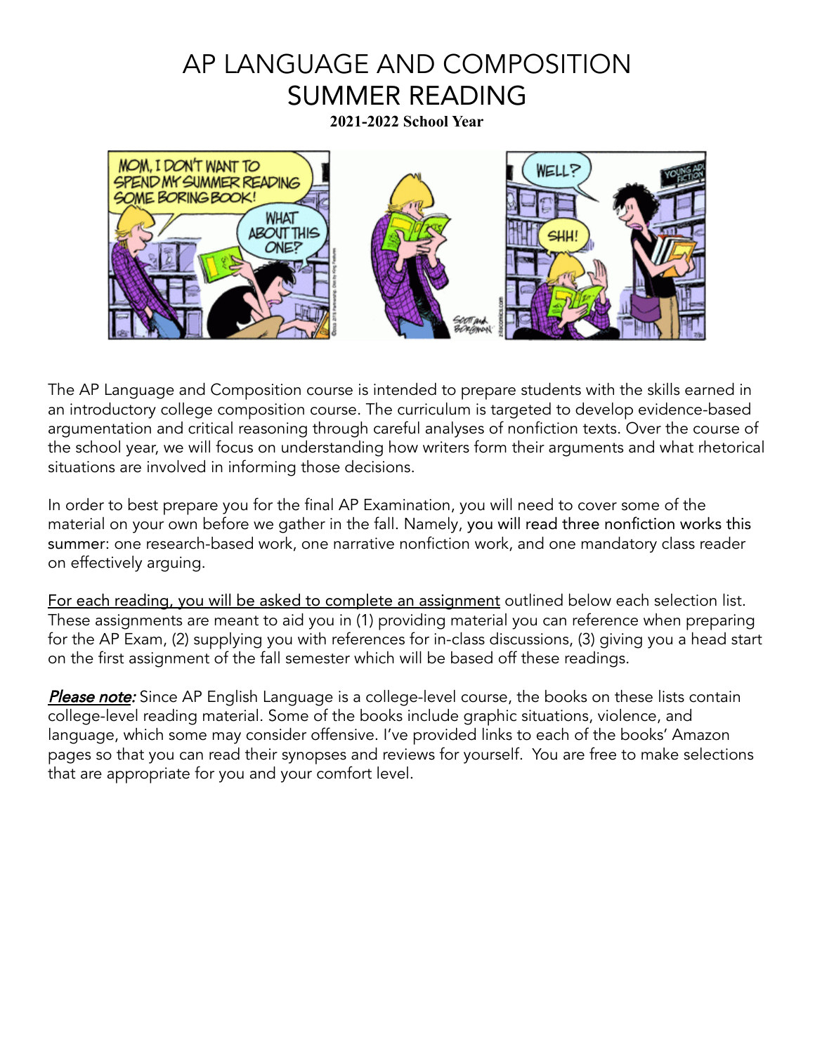# AP LANGUAGE AND COMPOSITION
# SUMMER READING

**2021-2022 School Year**

The AP Language and Composition course is intended to prepare students with the skills earned in an introductory college composition course. The curriculum is targeted to develop evidence-based argumentation and critical reasoning through careful analyses of nonfiction texts. Over the course of the school year, we will focus on understanding how writers form their arguments and what rhetorical situations are involved in informing those decisions.

In order to best prepare you for the final AP Examination, you will need to cover some of the material on your own before we gather in the fall. Namely, you will read three nonfiction works this summer: one research-based work, one narrative nonfiction work, and one mandatory class reader on effectively arguing.

For each reading, you will be asked to complete an assignment outlined below each selection list. These assignments are meant to aid you in (1) providing material you can reference when preparing for the AP Exam, (2) supplying you with references for in-class discussions, (3) giving you a head start on the first assignment of the fall semester which will be based off these readings.

***Please note:*** Since AP English Language is a college-level course, the books on these lists contain college-level reading material. Some of the books include graphic situations, violence, and language, which some may consider offensive. I've provided links to each of the books' Amazon pages so that you can read their synopses and reviews for yourself. You are free to make selections that are appropriate for you and your comfort level.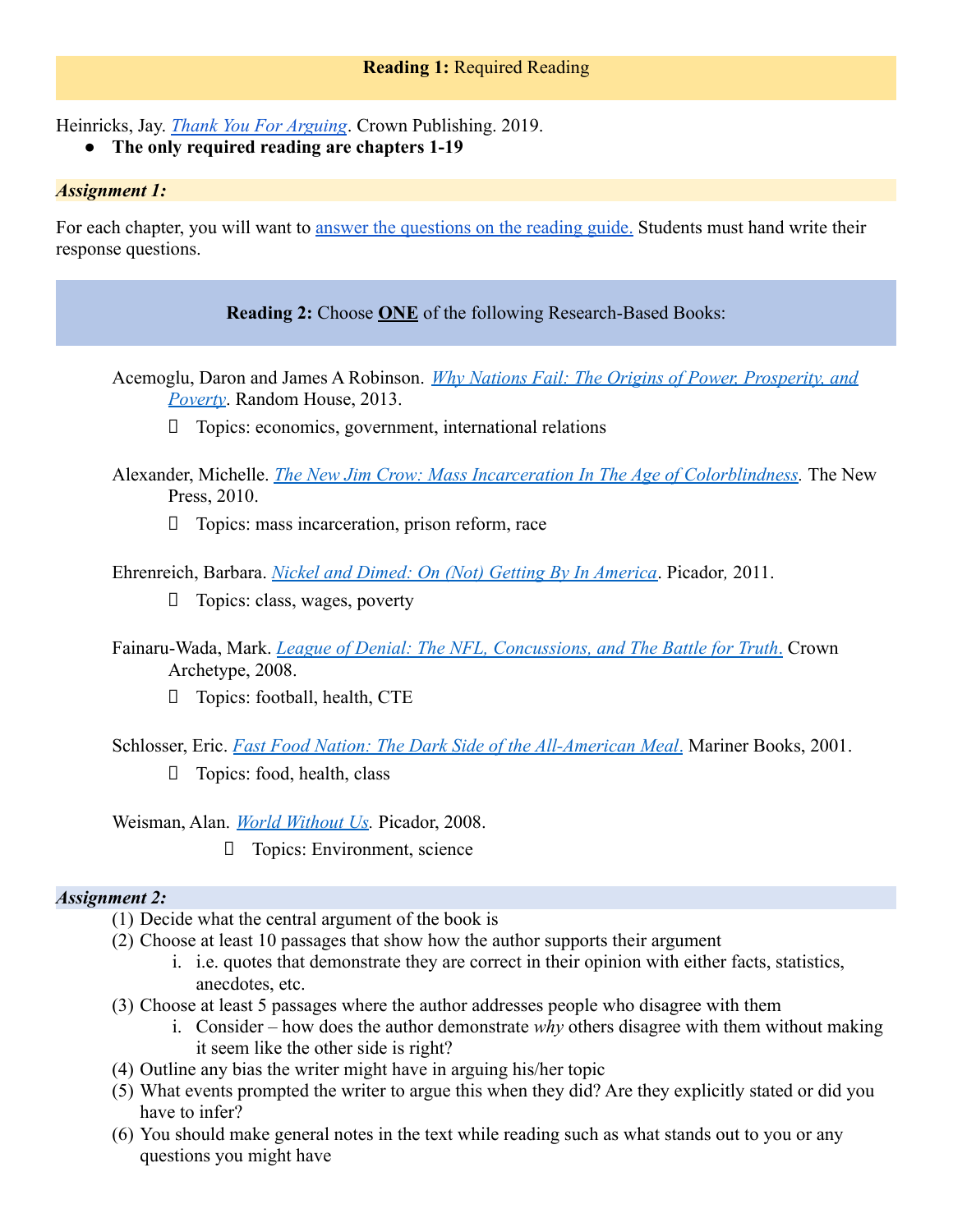**Reading 1:** Required Reading

Heinricks, Jay. *Thank You For Arguing*. Crown Publishing. 2019.

- **The only required reading are chapters 1-19**

***Assignment 1:***

For each chapter, you will want to answer the questions on the reading guide. Students must hand write their response questions.

**Reading 2:** Choose **ONE** of the following Research-Based Books:

Acemoglu, Daron and James A Robinson. *Why Nations Fail: The Origins of Power, Prosperity, and Poverty*. Random House, 2013.

- Topics: economics, government, international relations

Alexander, Michelle. *The New Jim Crow: Mass Incarceration In The Age of Colorblindness*. The New Press, 2010.

- Topics: mass incarceration, prison reform, race

Ehrenreich, Barbara. *Nickel and Dimed: On (Not) Getting By In America*. Picador*,* 2011.

- Topics: class, wages, poverty

Fainaru-Wada, Mark. *League of Denial: The NFL, Concussions, and The Battle for Truth.* Crown Archetype, 2008.

- Topics: football, health, CTE

Schlosser, Eric. *Fast Food Nation: The Dark Side of the All-American Meal.* Mariner Books, 2001.

- Topics: food, health, class

Weisman, Alan. *World Without Us.* Picador, 2008.

- Topics: Environment, science

***Assignment 2:***

(1) Decide what the central argument of the book is
(2) Choose at least 10 passages that show how the author supports their argument
    i. i.e. quotes that demonstrate they are correct in their opinion with either facts, statistics, anecdotes, etc.
(3) Choose at least 5 passages where the author addresses people who disagree with them
    i. Consider – how does the author demonstrate *why* others disagree with them without making it seem like the other side is right?
(4) Outline any bias the writer might have in arguing his/her topic
(5) What events prompted the writer to argue this when they did? Are they explicitly stated or did you have to infer?
(6) You should make general notes in the text while reading such as what stands out to you or any questions you might have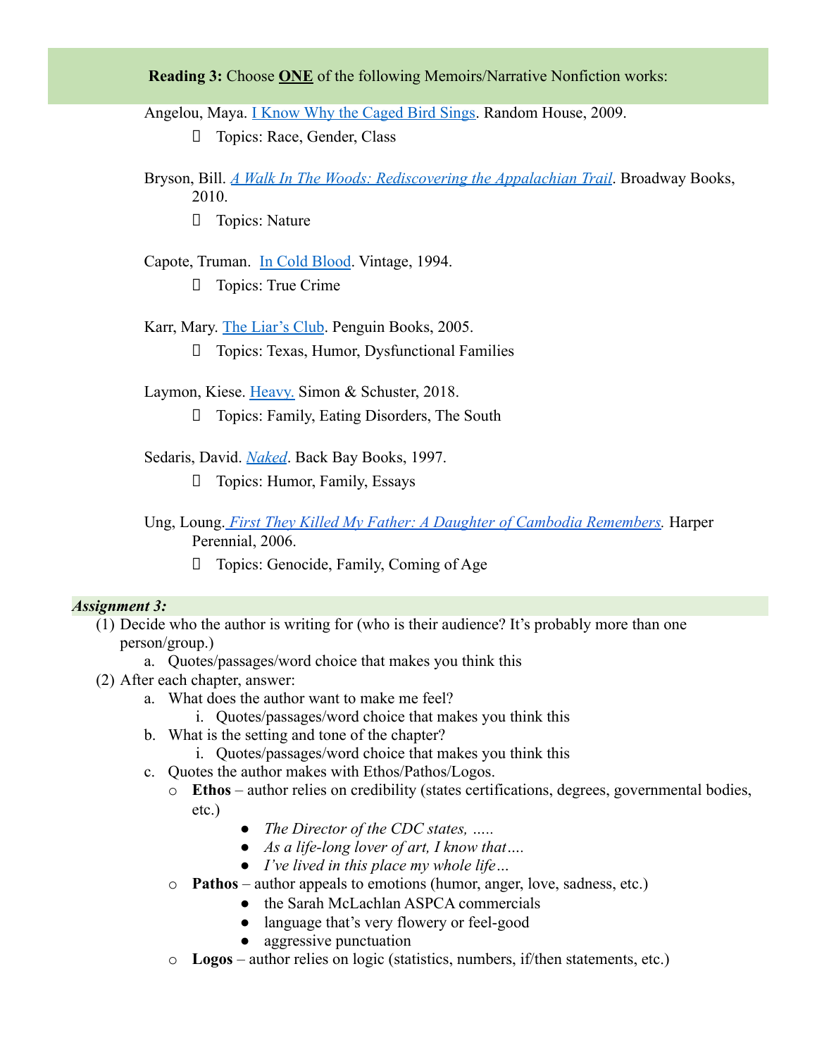**Reading 3:** Choose **ONE** of the following Memoirs/Narrative Nonfiction works:

Angelou, Maya. I Know Why the Caged Bird Sings. Random House, 2009.

- Topics: Race, Gender, Class

Bryson, Bill. *A Walk In The Woods: Rediscovering the Appalachian Trail*. Broadway Books, 2010.

- Topics: Nature

Capote, Truman. In Cold Blood. Vintage, 1994.

- Topics: True Crime

Karr, Mary. The Liar's Club. Penguin Books, 2005.

- Topics: Texas, Humor, Dysfunctional Families

Laymon, Kiese. Heavy. Simon & Schuster, 2018.

- Topics: Family, Eating Disorders, The South

Sedaris, David. *Naked*. Back Bay Books, 1997.

- Topics: Humor, Family, Essays

Ung, Loung. *First They Killed My Father: A Daughter of Cambodia Remembers.* Harper Perennial, 2006.

- Topics: Genocide, Family, Coming of Age

***Assignment 3:***

(1) Decide who the author is writing for (who is their audience? It's probably more than one person/group.)
   a. Quotes/passages/word choice that makes you think this

(2) After each chapter, answer:
   a. What does the author want to make me feel?
      i. Quotes/passages/word choice that makes you think this
   b. What is the setting and tone of the chapter?
      i. Quotes/passages/word choice that makes you think this
   c. Quotes the author makes with Ethos/Pathos/Logos.
      - **Ethos** – author relies on credibility (states certifications, degrees, governmental bodies, etc.)
        - *The Director of the CDC states, .....*
        - *As a life-long lover of art, I know that….*
        - *I've lived in this place my whole life…*
      - **Pathos** – author appeals to emotions (humor, anger, love, sadness, etc.)
        - the Sarah McLachlan ASPCA commercials
        - language that's very flowery or feel-good
        - aggressive punctuation
      - **Logos** – author relies on logic (statistics, numbers, if/then statements, etc.)